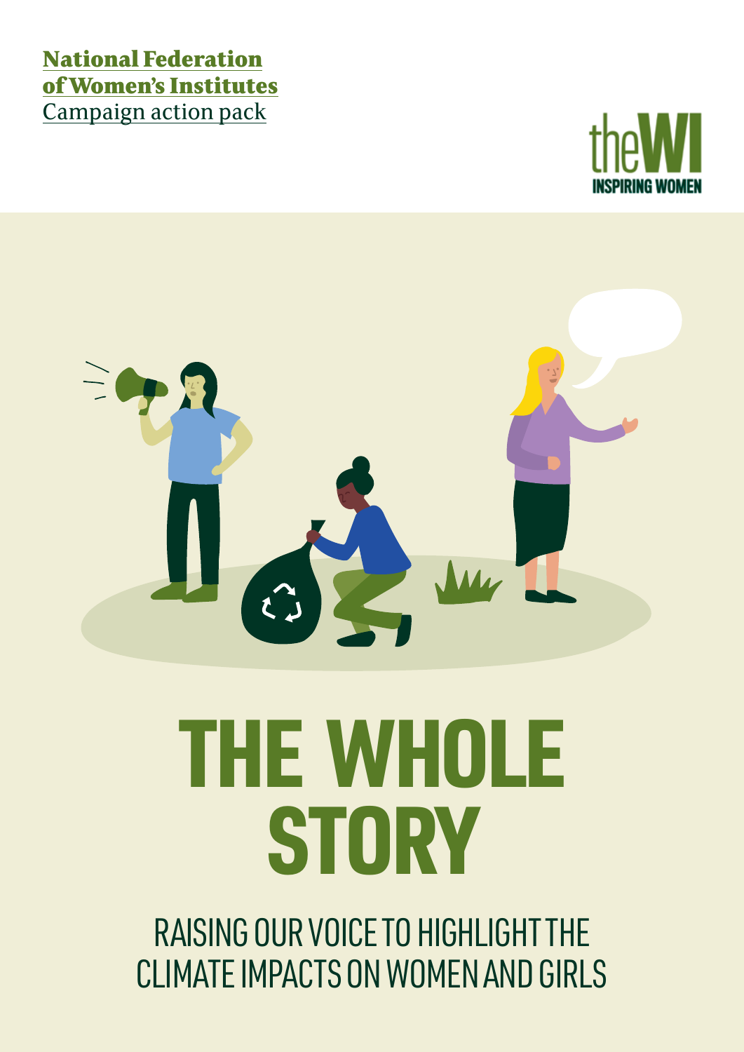**National Federation of Women's Institutes**
Campaign action pack

theWI
INSPIRING WOMEN

# THE WHOLE STORY

## RAISING OUR VOICE TO HIGHLIGHT THE CLIMATE IMPACTS ON WOMEN AND GIRLS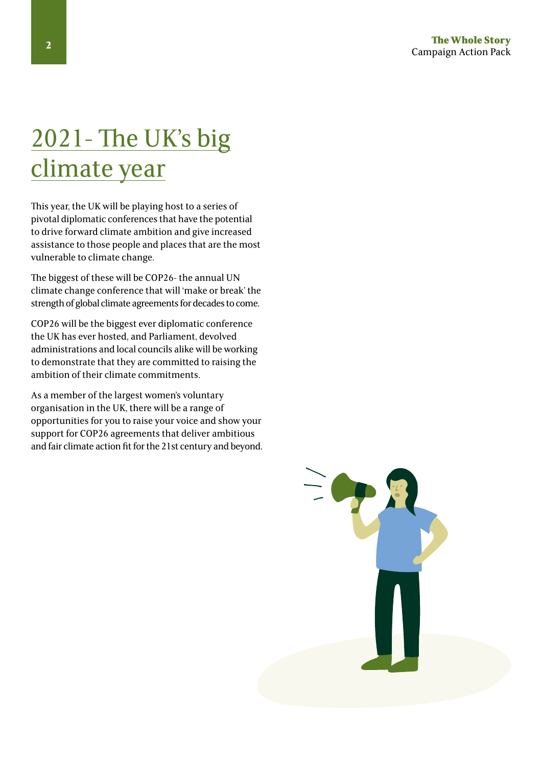# 2021- The UK's big climate year

This year, the UK will be playing host to a series of pivotal diplomatic conferences that have the potential to drive forward climate ambition and give increased assistance to those people and places that are the most vulnerable to climate change.

The biggest of these will be COP26- the annual UN climate change conference that will 'make or break' the strength of global climate agreements for decades to come.

COP26 will be the biggest ever diplomatic conference the UK has ever hosted, and Parliament, devolved administrations and local councils alike will be working to demonstrate that they are committed to raising the ambition of their climate commitments.

As a member of the largest women's voluntary organisation in the UK, there will be a range of opportunities for you to raise your voice and show your support for COP26 agreements that deliver ambitious and fair climate action fit for the 21st century and beyond.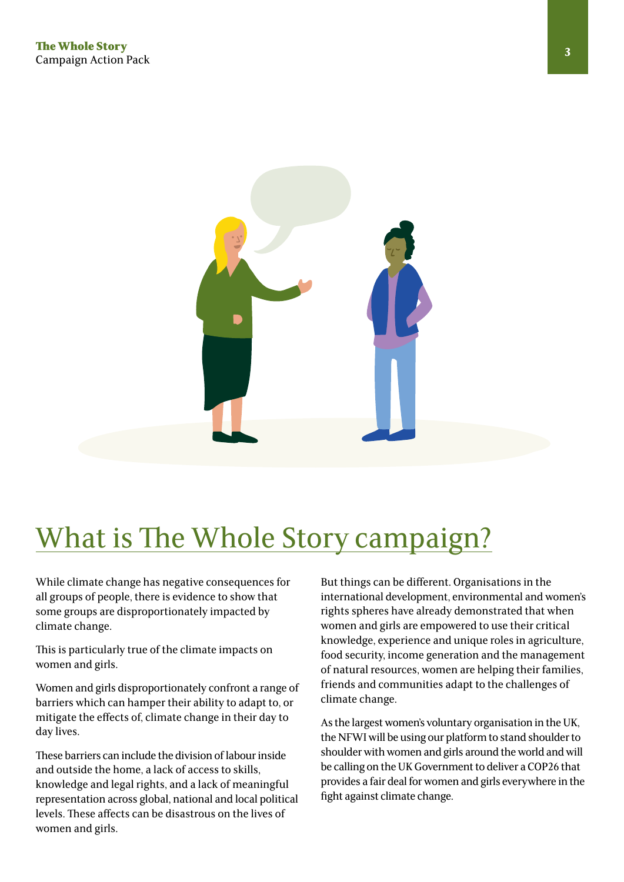# What is The Whole Story campaign?

While climate change has negative consequences for all groups of people, there is evidence to show that some groups are disproportionately impacted by climate change.

This is particularly true of the climate impacts on women and girls.

Women and girls disproportionately confront a range of barriers which can hamper their ability to adapt to, or mitigate the effects of, climate change in their day to day lives.

These barriers can include the division of labour inside and outside the home, a lack of access to skills, knowledge and legal rights, and a lack of meaningful representation across global, national and local political levels. These affects can be disastrous on the lives of women and girls.

But things can be different. Organisations in the international development, environmental and women's rights spheres have already demonstrated that when women and girls are empowered to use their critical knowledge, experience and unique roles in agriculture, food security, income generation and the management of natural resources, women are helping their families, friends and communities adapt to the challenges of climate change.

As the largest women's voluntary organisation in the UK, the NFWI will be using our platform to stand shoulder to shoulder with women and girls around the world and will be calling on the UK Government to deliver a COP26 that provides a fair deal for women and girls everywhere in the fight against climate change.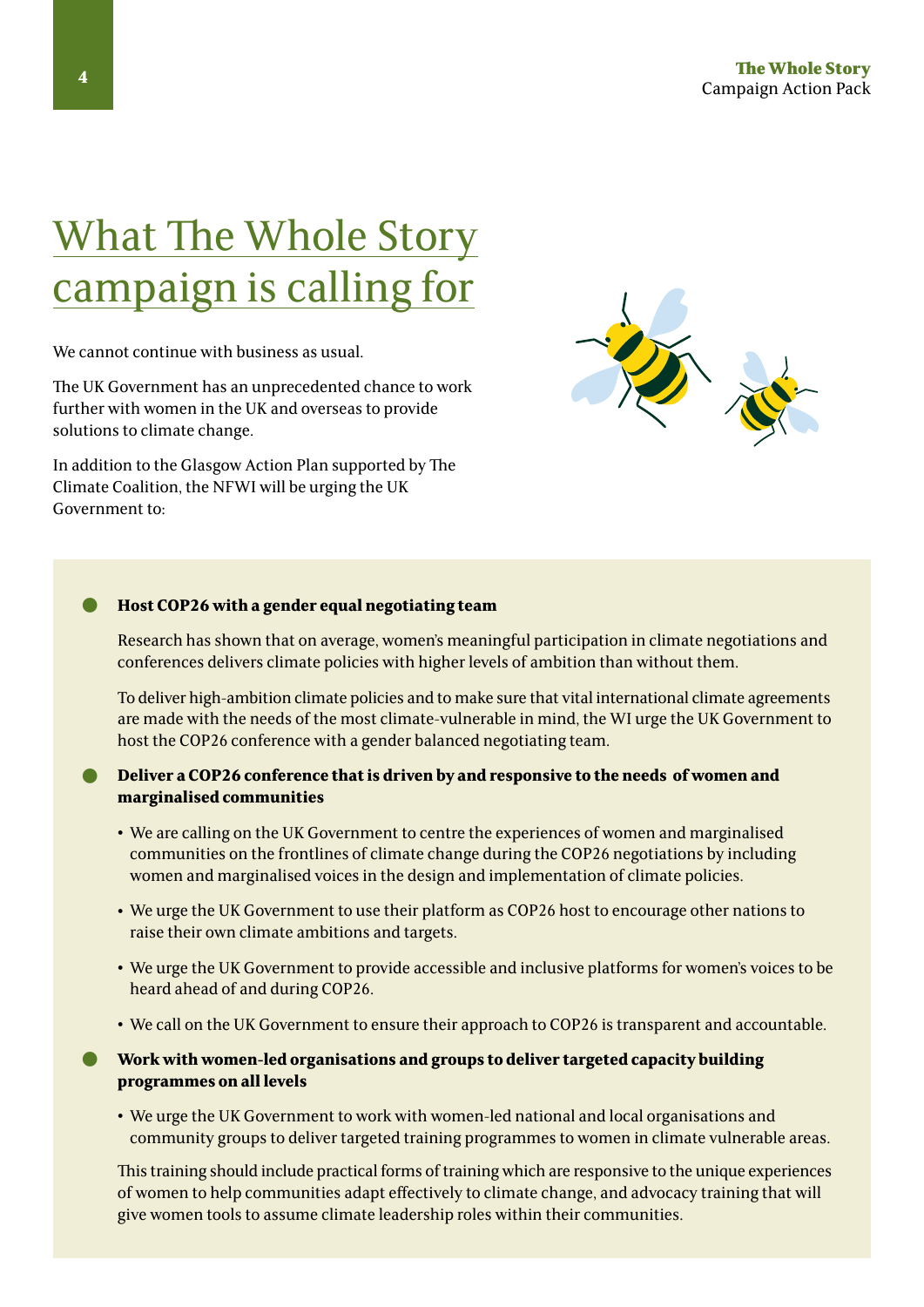# What The Whole Story campaign is calling for

We cannot continue with business as usual.

The UK Government has an unprecedented chance to work further with women in the UK and overseas to provide solutions to climate change.

In addition to the Glasgow Action Plan supported by The Climate Coalition, the NFWI will be urging the UK Government to:

- **Host COP26 with a gender equal negotiating team**

  Research has shown that on average, women's meaningful participation in climate negotiations and conferences delivers climate policies with higher levels of ambition than without them.

  To deliver high-ambition climate policies and to make sure that vital international climate agreements are made with the needs of the most climate-vulnerable in mind, the WI urge the UK Government to host the COP26 conference with a gender balanced negotiating team.

- **Deliver a COP26 conference that is driven by and responsive to the needs of women and marginalised communities**

  - We are calling on the UK Government to centre the experiences of women and marginalised communities on the frontlines of climate change during the COP26 negotiations by including women and marginalised voices in the design and implementation of climate policies.
  - We urge the UK Government to use their platform as COP26 host to encourage other nations to raise their own climate ambitions and targets.
  - We urge the UK Government to provide accessible and inclusive platforms for women's voices to be heard ahead of and during COP26.
  - We call on the UK Government to ensure their approach to COP26 is transparent and accountable.

- **Work with women-led organisations and groups to deliver targeted capacity building programmes on all levels**

  - We urge the UK Government to work with women-led national and local organisations and community groups to deliver targeted training programmes to women in climate vulnerable areas.

  This training should include practical forms of training which are responsive to the unique experiences of women to help communities adapt effectively to climate change, and advocacy training that will give women tools to assume climate leadership roles within their communities.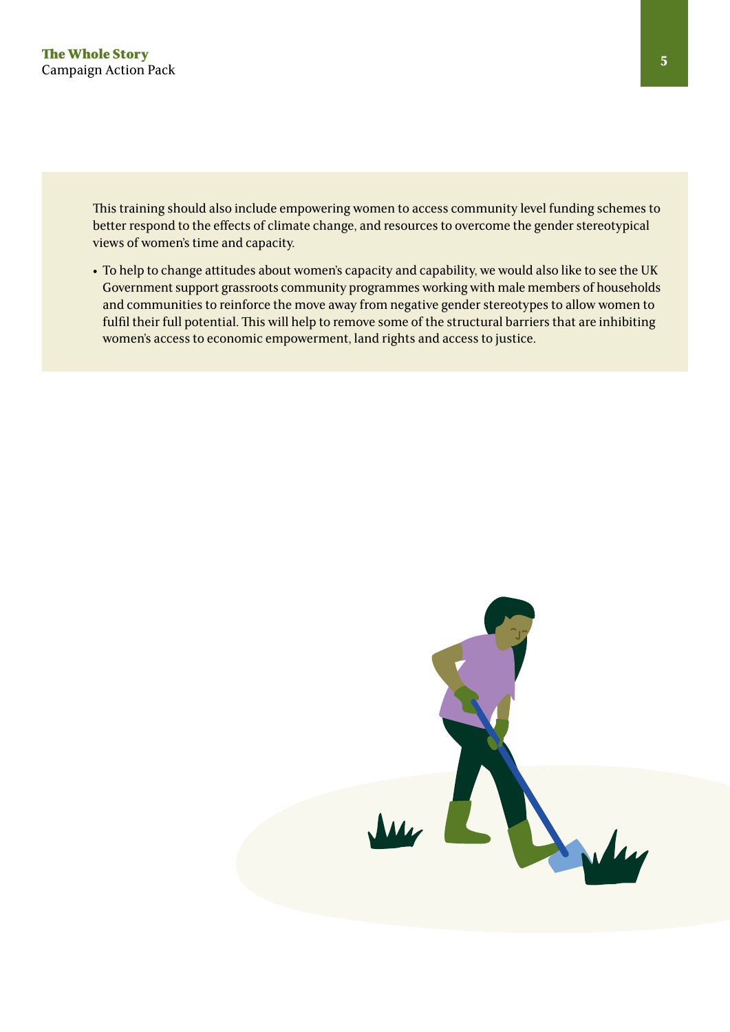This training should also include empowering women to access community level funding schemes to better respond to the effects of climate change, and resources to overcome the gender stereotypical views of women's time and capacity.

- To help to change attitudes about women's capacity and capability, we would also like to see the UK Government support grassroots community programmes working with male members of households and communities to reinforce the move away from negative gender stereotypes to allow women to fulfil their full potential. This will help to remove some of the structural barriers that are inhibiting women's access to economic empowerment, land rights and access to justice.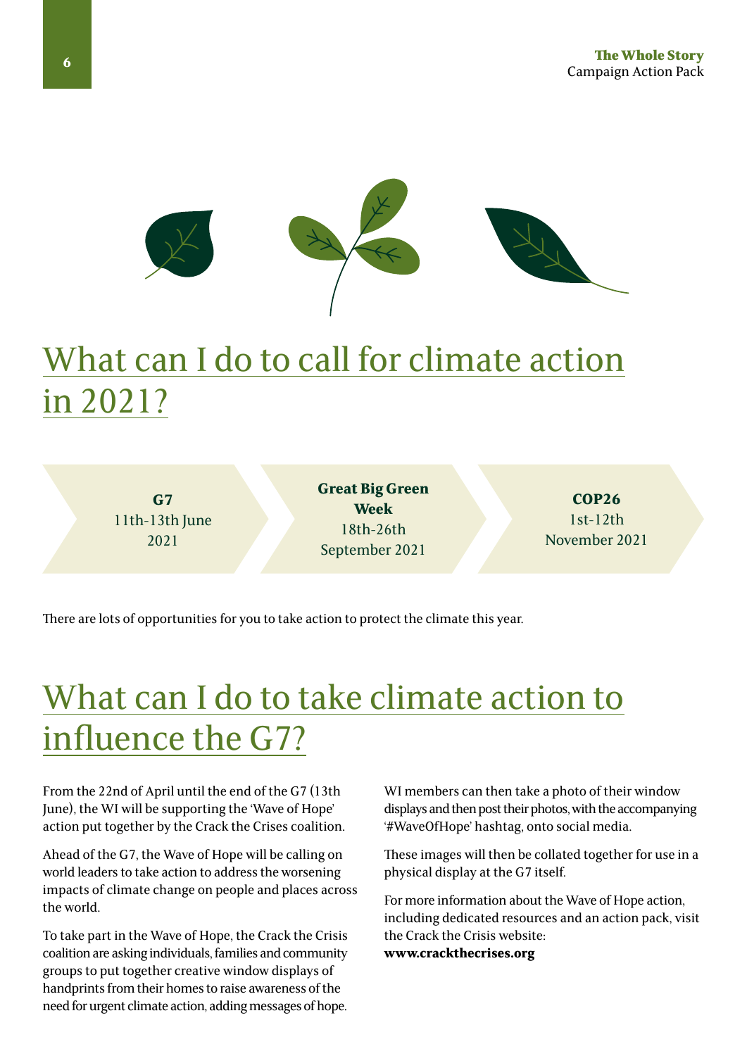# What can I do to call for climate action in 2021?

**G7**
11th-13th June 2021

**Great Big Green Week**
18th-26th September 2021

**COP26**
1st-12th November 2021

There are lots of opportunities for you to take action to protect the climate this year.

# What can I do to take climate action to influence the G7?

From the 22nd of April until the end of the G7 (13th June), the WI will be supporting the 'Wave of Hope' action put together by the Crack the Crises coalition.

Ahead of the G7, the Wave of Hope will be calling on world leaders to take action to address the worsening impacts of climate change on people and places across the world.

To take part in the Wave of Hope, the Crack the Crisis coalition are asking individuals, families and community groups to put together creative window displays of handprints from their homes to raise awareness of the need for urgent climate action, adding messages of hope.

WI members can then take a photo of their window displays and then post their photos, with the accompanying '#WaveOfHope' hashtag, onto social media.

These images will then be collated together for use in a physical display at the G7 itself.

For more information about the Wave of Hope action, including dedicated resources and an action pack, visit the Crack the Crisis website:
**www.crackthecrises.org**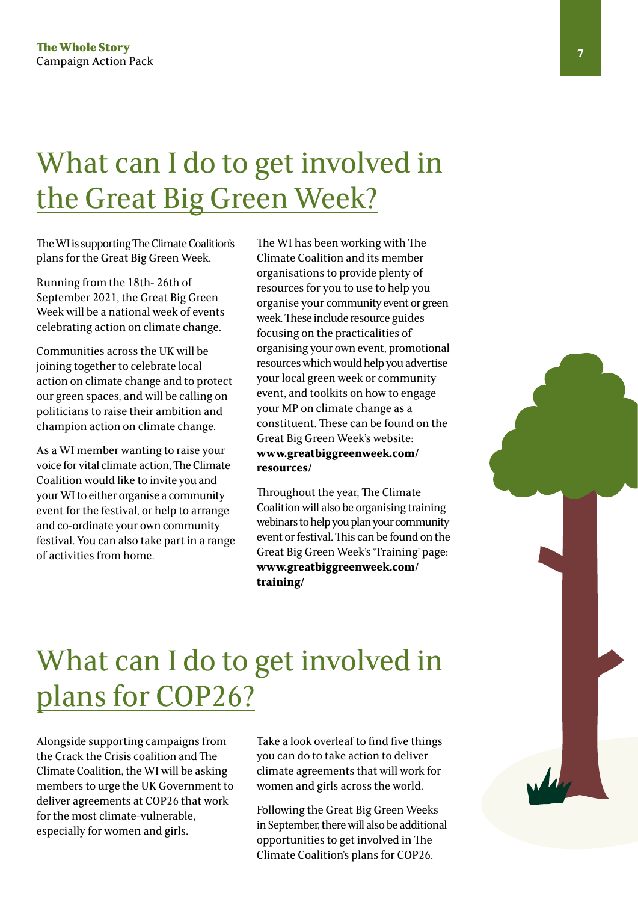# What can I do to get involved in the Great Big Green Week?

The WI is supporting The Climate Coalition's plans for the Great Big Green Week.

Running from the 18th- 26th of September 2021, the Great Big Green Week will be a national week of events celebrating action on climate change.

Communities across the UK will be joining together to celebrate local action on climate change and to protect our green spaces, and will be calling on politicians to raise their ambition and champion action on climate change.

As a WI member wanting to raise your voice for vital climate action, The Climate Coalition would like to invite you and your WI to either organise a community event for the festival, or help to arrange and co-ordinate your own community festival. You can also take part in a range of activities from home.

The WI has been working with The Climate Coalition and its member organisations to provide plenty of resources for you to use to help you organise your community event or green week. These include resource guides focusing on the practicalities of organising your own event, promotional resources which would help you advertise your local green week or community event, and toolkits on how to engage your MP on climate change as a constituent. These can be found on the Great Big Green Week's website: **www.greatbiggreenweek.com/resources/**

Throughout the year, The Climate Coalition will also be organising training webinars to help you plan your community event or festival. This can be found on the Great Big Green Week's 'Training' page: **www.greatbiggreenweek.com/training/**

# What can I do to get involved in plans for COP26?

Alongside supporting campaigns from the Crack the Crisis coalition and The Climate Coalition, the WI will be asking members to urge the UK Government to deliver agreements at COP26 that work for the most climate-vulnerable, especially for women and girls.

Take a look overleaf to find five things you can do to take action to deliver climate agreements that will work for women and girls across the world.

Following the Great Big Green Weeks in September, there will also be additional opportunities to get involved in The Climate Coalition's plans for COP26.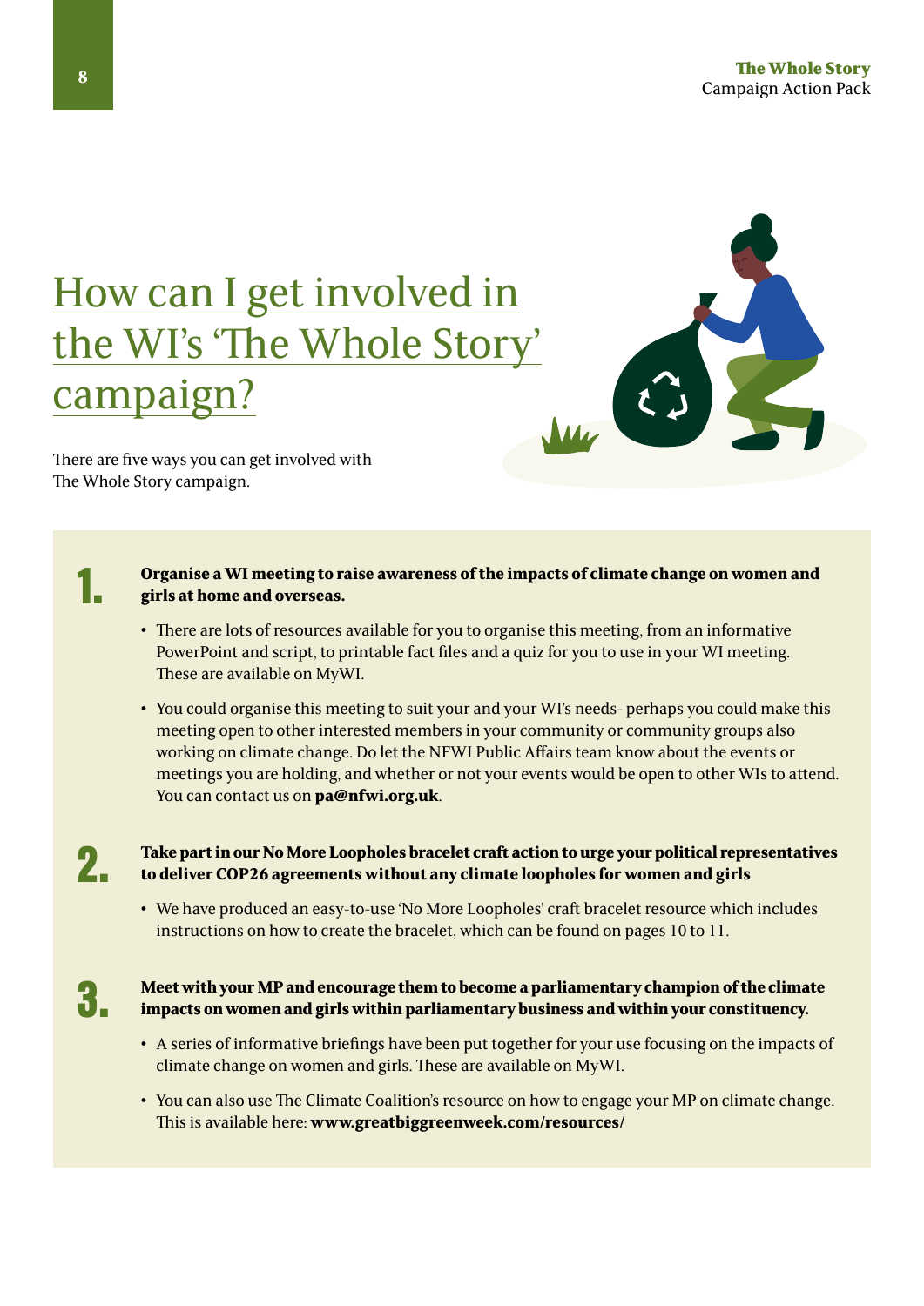# How can I get involved in the WI's 'The Whole Story' campaign?

There are five ways you can get involved with The Whole Story campaign.

**1. Organise a WI meeting to raise awareness of the impacts of climate change on women and girls at home and overseas.**

- There are lots of resources available for you to organise this meeting, from an informative PowerPoint and script, to printable fact files and a quiz for you to use in your WI meeting. These are available on MyWI.
- You could organise this meeting to suit your and your WI's needs- perhaps you could make this meeting open to other interested members in your community or community groups also working on climate change. Do let the NFWI Public Affairs team know about the events or meetings you are holding, and whether or not your events would be open to other WIs to attend. You can contact us on **pa@nfwi.org.uk**.

**2. Take part in our No More Loopholes bracelet craft action to urge your political representatives to deliver COP26 agreements without any climate loopholes for women and girls**

- We have produced an easy-to-use 'No More Loopholes' craft bracelet resource which includes instructions on how to create the bracelet, which can be found on pages 10 to 11.

**3. Meet with your MP and encourage them to become a parliamentary champion of the climate impacts on women and girls within parliamentary business and within your constituency.**

- A series of informative briefings have been put together for your use focusing on the impacts of climate change on women and girls. These are available on MyWI.
- You can also use The Climate Coalition's resource on how to engage your MP on climate change. This is available here: **www.greatbiggreenweek.com/resources/**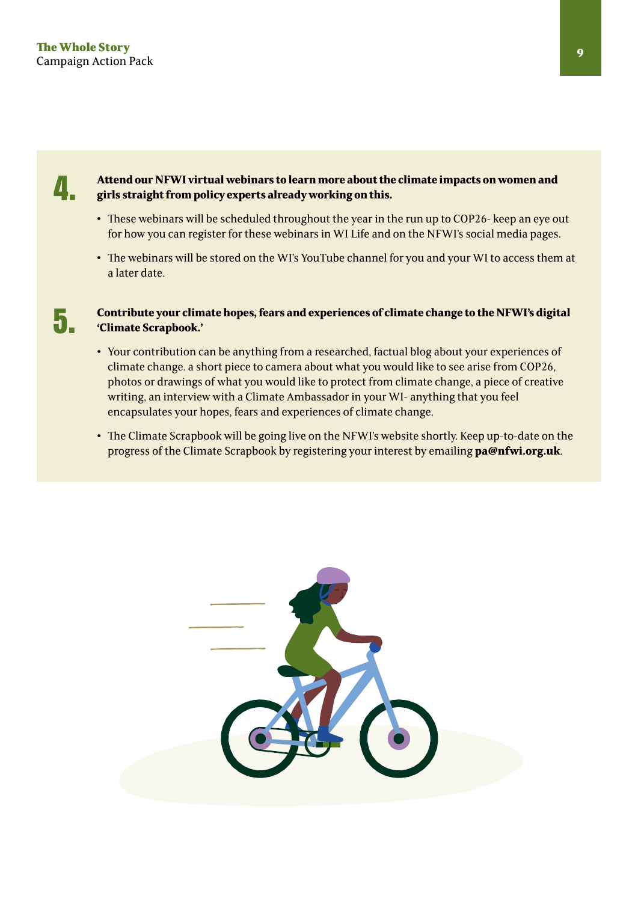4. **Attend our NFWI virtual webinars to learn more about the climate impacts on women and girls straight from policy experts already working on this.**

- These webinars will be scheduled throughout the year in the run up to COP26- keep an eye out for how you can register for these webinars in WI Life and on the NFWI's social media pages.
- The webinars will be stored on the WI's YouTube channel for you and your WI to access them at a later date.

5. **Contribute your climate hopes, fears and experiences of climate change to the NFWI's digital 'Climate Scrapbook.'**

- Your contribution can be anything from a researched, factual blog about your experiences of climate change. a short piece to camera about what you would like to see arise from COP26, photos or drawings of what you would like to protect from climate change, a piece of creative writing, an interview with a Climate Ambassador in your WI- anything that you feel encapsulates your hopes, fears and experiences of climate change.
- The Climate Scrapbook will be going live on the NFWI's website shortly. Keep up-to-date on the progress of the Climate Scrapbook by registering your interest by emailing **pa@nfwi.org.uk**.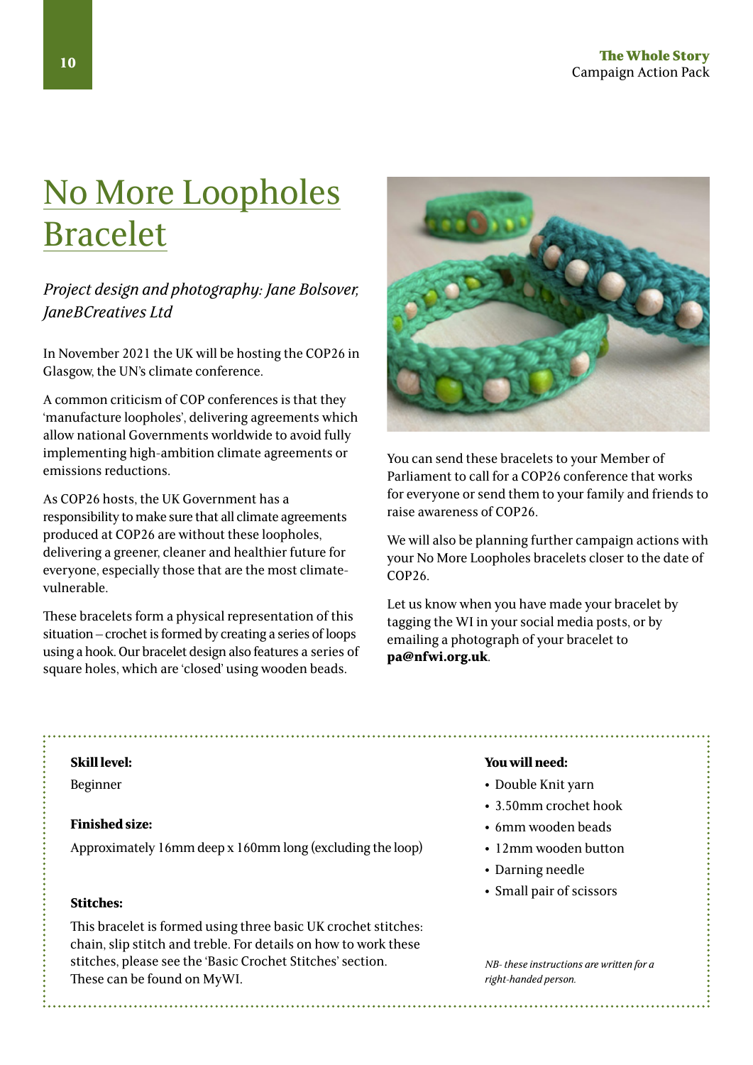# No More Loopholes Bracelet

*Project design and photography: Jane Bolsover, JaneBCreatives Ltd*

In November 2021 the UK will be hosting the COP26 in Glasgow, the UN's climate conference.

A common criticism of COP conferences is that they 'manufacture loopholes', delivering agreements which allow national Governments worldwide to avoid fully implementing high-ambition climate agreements or emissions reductions.

As COP26 hosts, the UK Government has a responsibility to make sure that all climate agreements produced at COP26 are without these loopholes, delivering a greener, cleaner and healthier future for everyone, especially those that are the most climate-vulnerable.

These bracelets form a physical representation of this situation – crochet is formed by creating a series of loops using a hook. Our bracelet design also features a series of square holes, which are 'closed' using wooden beads.

You can send these bracelets to your Member of Parliament to call for a COP26 conference that works for everyone or send them to your family and friends to raise awareness of COP26.

We will also be planning further campaign actions with your No More Loopholes bracelets closer to the date of COP26.

Let us know when you have made your bracelet by tagging the WI in your social media posts, or by emailing a photograph of your bracelet to **pa@nfwi.org.uk**.

**Skill level:**

Beginner

**Finished size:**

Approximately 16mm deep x 160mm long (excluding the loop)

**Stitches:**

This bracelet is formed using three basic UK crochet stitches: chain, slip stitch and treble. For details on how to work these stitches, please see the 'Basic Crochet Stitches' section. These can be found on MyWI.

**You will need:**

- Double Knit yarn
- 3.50mm crochet hook
- 6mm wooden beads
- 12mm wooden button
- Darning needle
- Small pair of scissors

*NB- these instructions are written for a right-handed person.*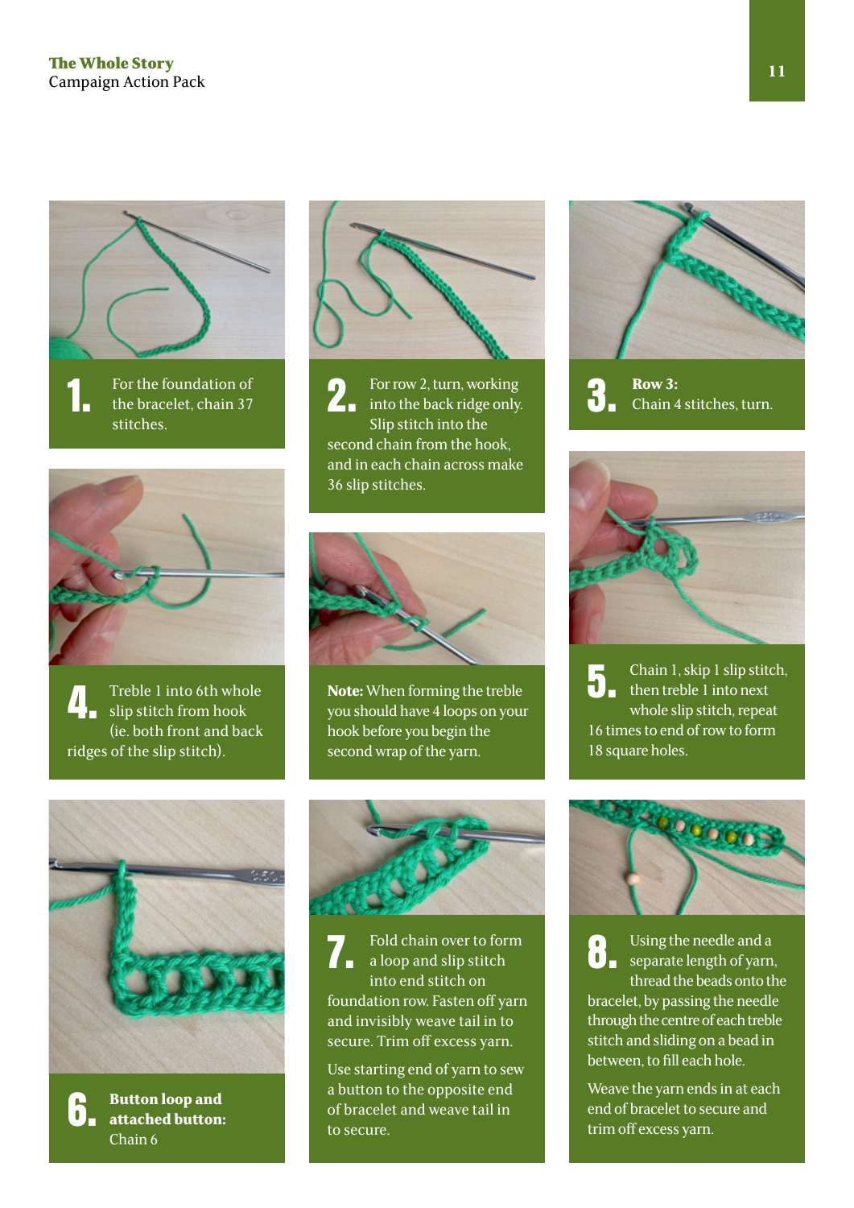**1.** For the foundation of the bracelet, chain 37 stitches.

**2.** For row 2, turn, working into the back ridge only. Slip stitch into the second chain from the hook, and in each chain across make 36 slip stitches.

**3.** **Row 3:** Chain 4 stitches, turn.

**4.** Treble 1 into 6th whole slip stitch from hook (ie. both front and back ridges of the slip stitch).

**Note:** When forming the treble you should have 4 loops on your hook before you begin the second wrap of the yarn.

**5.** Chain 1, skip 1 slip stitch, then treble 1 into next whole slip stitch, repeat 16 times to end of row to form 18 square holes.

**6.** **Button loop and attached button:** Chain 6

**7.** Fold chain over to form a loop and slip stitch into end stitch on foundation row. Fasten off yarn and invisibly weave tail in to secure. Trim off excess yarn.

Use starting end of yarn to sew a button to the opposite end of bracelet and weave tail in to secure.

**8.** Using the needle and a separate length of yarn, thread the beads onto the bracelet, by passing the needle through the centre of each treble stitch and sliding on a bead in between, to fill each hole.

Weave the yarn ends in at each end of bracelet to secure and trim off excess yarn.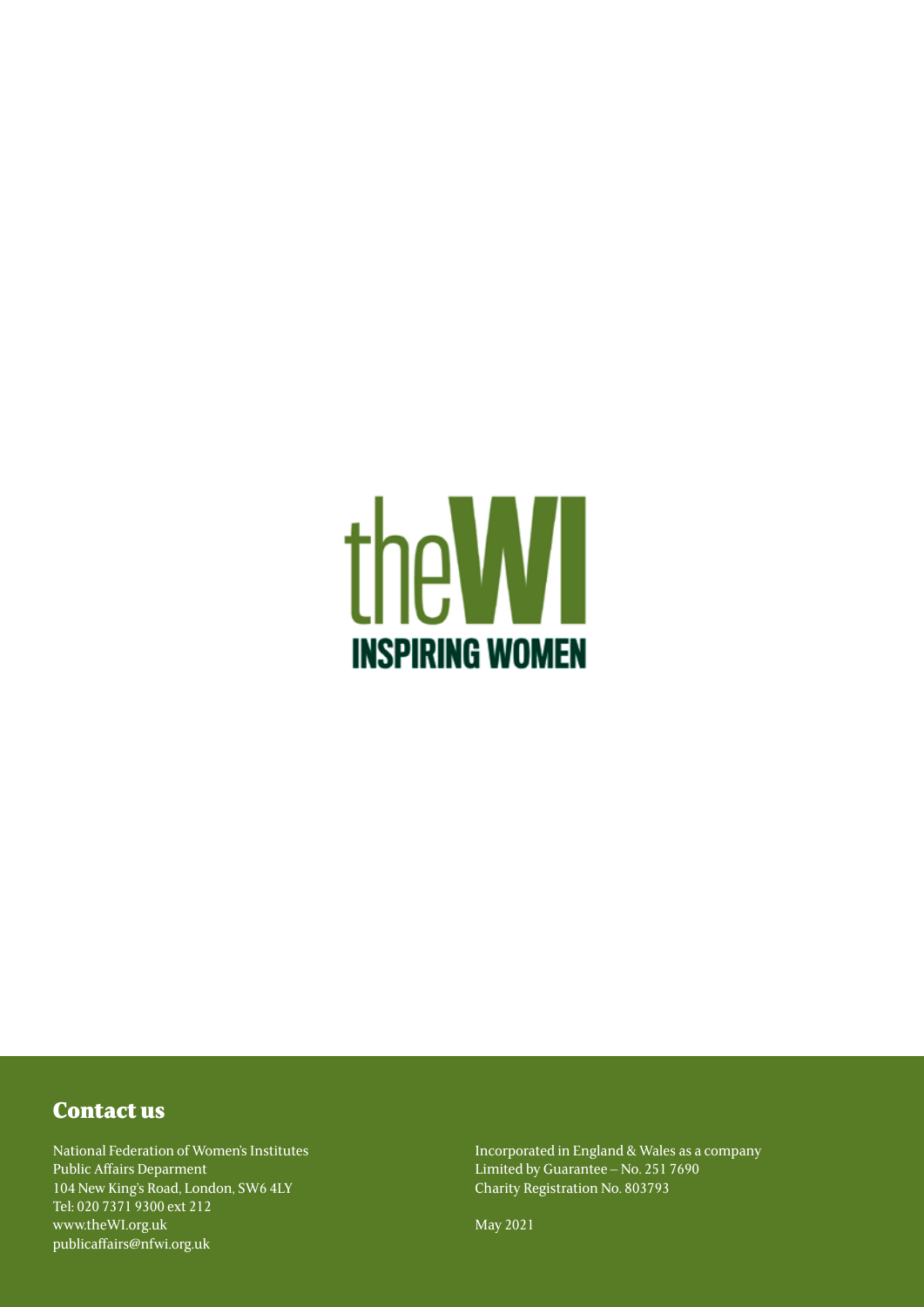theWI
INSPIRING WOMEN

## Contact us

National Federation of Women's Institutes
Public Affairs Deparment
104 New King's Road, London, SW6 4LY
Tel: 020 7371 9300 ext 212
www.theWI.org.uk
publicaffairs@nfwi.org.uk

Incorporated in England & Wales as a company
Limited by Guarantee – No. 251 7690
Charity Registration No. 803793

May 2021